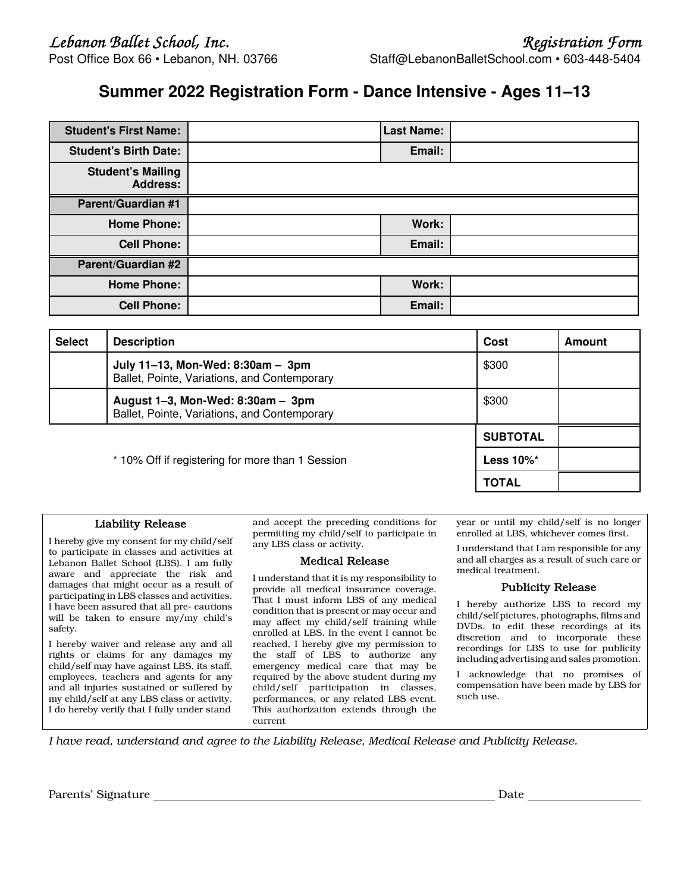*Lebanon Ballet School, Inc.*
Post Office Box 66 • Lebanon, NH. 03766

*Registration Form*
Staff@LebanonBalletSchool.com • 603-448-5404

# Summer 2022 Registration Form - Dance Intensive - Ages 11–13

| | | | |
|---|---|---|---|
| **Student's First Name:** | | **Last Name:** | |
| **Student's Birth Date:** | | **Email:** | |
| **Student's Mailing Address:** | | | |
| **Parent/Guardian #1** | | | |
| **Home Phone:** | | **Work:** | |
| **Cell Phone:** | | **Email:** | |
| **Parent/Guardian #2** | | | |
| **Home Phone:** | | **Work:** | |
| **Cell Phone:** | | **Email:** | |

| Select | Description | Cost | Amount |
|---|---|---|---|
| | **July 11–13, Mon-Wed: 8:30am – 3pm** Ballet, Pointe, Variations, and Contemporary | $300 | |
| | **August 1–3, Mon-Wed: 8:30am – 3pm** Ballet, Pointe, Variations, and Contemporary | $300 | |
| | | **SUBTOTAL** | |
| | * 10% Off if registering for more than 1 Session | **Less 10%*** | |
| | | **TOTAL** | |

### Liability Release

I hereby give my consent for my child/self to participate in classes and activities at Lebanon Ballet School (LBS). I am fully aware and appreciate the risk and damages that might occur as a result of participating in LBS classes and activities. I have been assured that all pre- cautions will be taken to ensure my/my child's safety.

I hereby waiver and release any and all rights or claims for any damages my child/self may have against LBS, its staff, employees, teachers and agents for any and all injuries sustained or suffered by my child/self at any LBS class or activity. I do hereby verify that I fully under stand and accept the preceding conditions for permitting my child/self to participate in any LBS class or activity.

### Medical Release

I understand that it is my responsibility to provide all medical insurance coverage. That I must inform LBS of any medical condition that is present or may occur and may affect my child/self training while enrolled at LBS. In the event I cannot be reached, I hereby give my permission to the staff of LBS to authorize any emergency medical care that may be required by the above student during my child/self participation in classes, performances, or any related LBS event. This authorization extends through the current year or until my child/self is no longer enrolled at LBS, whichever comes first.

I understand that I am responsible for any and all charges as a result of such care or medical treatment.

### Publicity Release

I hereby authorize LBS to record my child/self pictures, photographs, films and DVDs, to edit these recordings at its discretion and to incorporate these recordings for LBS to use for publicity including advertising and sales promotion.

I acknowledge that no promises of compensation have been made by LBS for such use.

*I have read, understand and agree to the Liability Release, Medical Release and Publicity Release.*

Parents' Signature ______________________________ Date ______________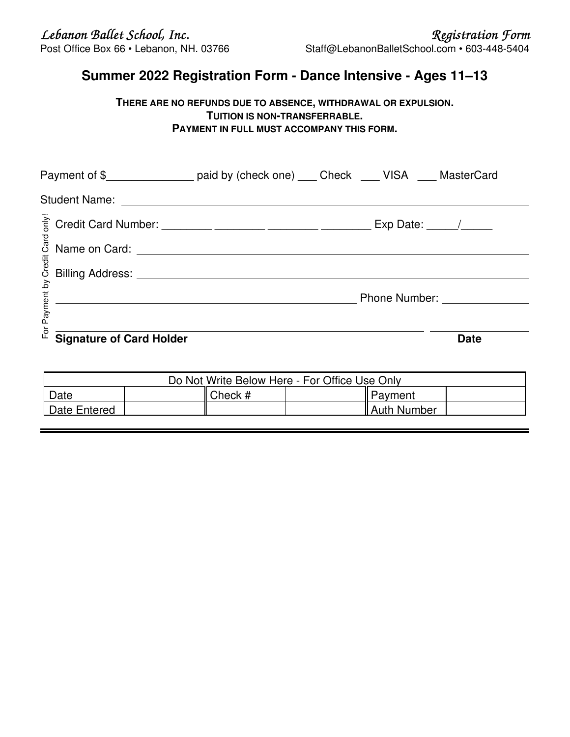*Lebanon Ballet School, Inc.* *Registration Form*
Post Office Box 66 • Lebanon, NH. 03766 Staff@LebanonBalletSchool.com • 603-448-5404

## Summer 2022 Registration Form - Dance Intensive - Ages 11–13

**THERE ARE NO REFUNDS DUE TO ABSENCE, WITHDRAWAL OR EXPULSION.**
**TUITION IS NON-TRANSFERRABLE.**
**PAYMENT IN FULL MUST ACCOMPANY THIS FORM.**

Payment of $______________ paid by (check one) ___ Check ___ VISA ___ MasterCard

Student Name: ______________________________________________

For Payment by Credit Card only!

Credit Card Number: ________ ________ ________ ________ Exp Date: _____/_____

Name on Card: ______________________________________________

Billing Address: ______________________________________________

______________________________________________ Phone Number: ______________

______________________________________________ ______________
**Signature of Card Holder** **Date**

| Do Not Write Below Here - For Office Use Only | | | | | |
|---|---|---|---|---|---|
| Date | | Check # | | Payment | |
| Date Entered | | | | Auth Number | |